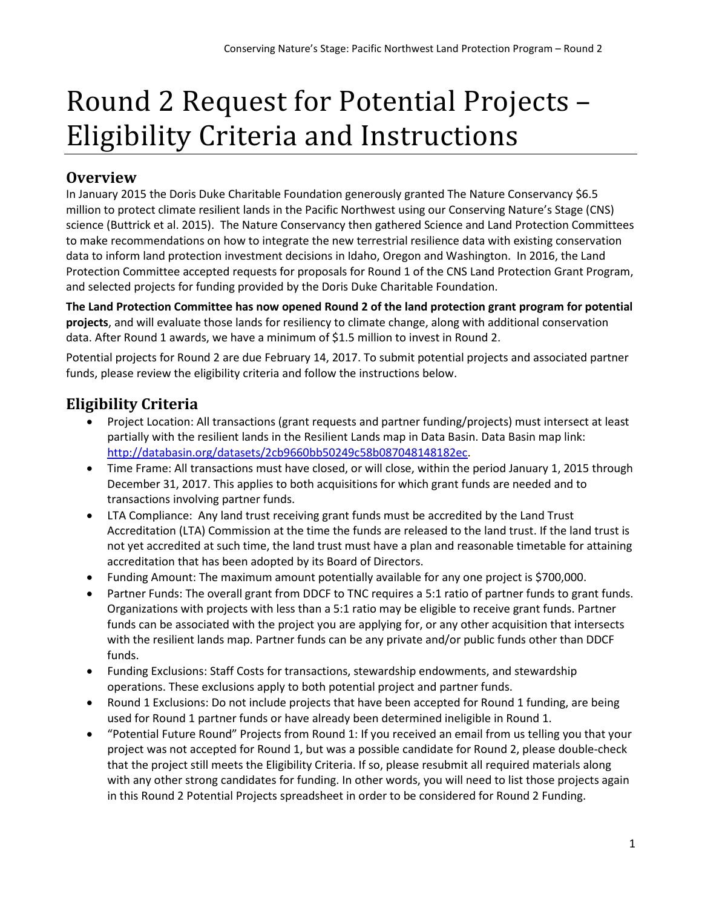# Round 2 Request for Potential Projects – Eligibility Criteria and Instructions

## Overview

In January 2015 the Doris Duke Charitable Foundation generously granted The Nature Conservancy $6.5 million to protect climate resilient lands in the Pacific Northwest using our Conserving Nature's Stage (CNS) science (Buttrick et al. 2015). The Nature Conservancy then gathered Science and Land Protection Committees to make recommendations on how to integrate the new terrestrial resilience data with existing conservation data to inform land protection investment decisions in Idaho, Oregon and Washington. In 2016, the Land Protection Committee accepted requests for proposals for Round 1 of the CNS Land Protection Grant Program, and selected projects for funding provided by the Doris Duke Charitable Foundation.

**The Land Protection Committee has now opened Round 2 of the land protection grant program for potential projects**, and will evaluate those lands for resiliency to climate change, along with additional conservation data. After Round 1 awards, we have a minimum of $1.5 million to invest in Round 2.

Potential projects for Round 2 are due February 14, 2017. To submit potential projects and associated partner funds, please review the eligibility criteria and follow the instructions below.

## Eligibility Criteria

- Project Location: All transactions (grant requests and partner funding/projects) must intersect at least partially with the resilient lands in the Resilient Lands map in Data Basin. Data Basin map link: [http://databasin.org/datasets/2cb9660bb50249c58b087048148182ec](http://databasin.org/datasets/2cb9660bb50249c58b087048148182ec).
- Time Frame: All transactions must have closed, or will close, within the period January 1, 2015 through December 31, 2017. This applies to both acquisitions for which grant funds are needed and to transactions involving partner funds.
- LTA Compliance: Any land trust receiving grant funds must be accredited by the Land Trust Accreditation (LTA) Commission at the time the funds are released to the land trust. If the land trust is not yet accredited at such time, the land trust must have a plan and reasonable timetable for attaining accreditation that has been adopted by its Board of Directors.
- Funding Amount: The maximum amount potentially available for any one project is $700,000.
- Partner Funds: The overall grant from DDCF to TNC requires a 5:1 ratio of partner funds to grant funds. Organizations with projects with less than a 5:1 ratio may be eligible to receive grant funds. Partner funds can be associated with the project you are applying for, or any other acquisition that intersects with the resilient lands map. Partner funds can be any private and/or public funds other than DDCF funds.
- Funding Exclusions: Staff Costs for transactions, stewardship endowments, and stewardship operations. These exclusions apply to both potential project and partner funds.
- Round 1 Exclusions: Do not include projects that have been accepted for Round 1 funding, are being used for Round 1 partner funds or have already been determined ineligible in Round 1.
- "Potential Future Round" Projects from Round 1: If you received an email from us telling you that your project was not accepted for Round 1, but was a possible candidate for Round 2, please double-check that the project still meets the Eligibility Criteria. If so, please resubmit all required materials along with any other strong candidates for funding. In other words, you will need to list those projects again in this Round 2 Potential Projects spreadsheet in order to be considered for Round 2 Funding.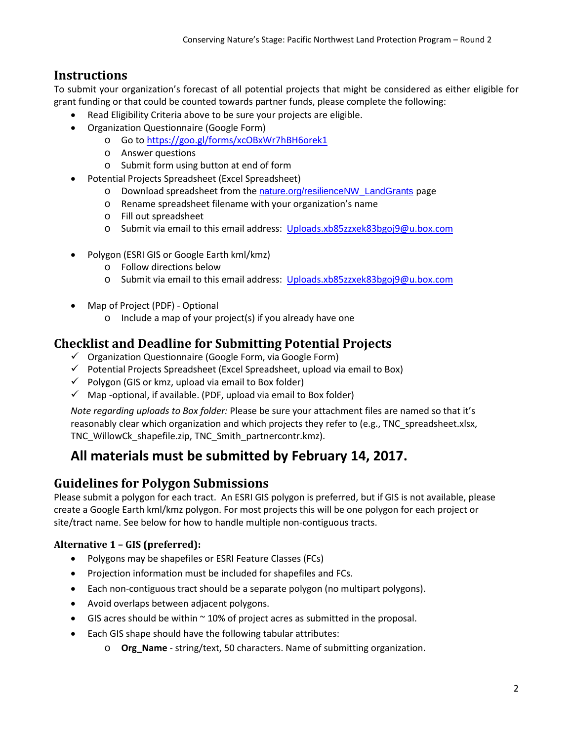## Instructions

To submit your organization's forecast of all potential projects that might be considered as either eligible for grant funding or that could be counted towards partner funds, please complete the following:

- Read Eligibility Criteria above to be sure your projects are eligible.
- Organization Questionnaire (Google Form)
  - Go to https://goo.gl/forms/xcOBxWr7hBH6orek1
  - Answer questions
  - Submit form using button at end of form
- Potential Projects Spreadsheet (Excel Spreadsheet)
  - Download spreadsheet from the nature.org/resilienceNW_LandGrants page
  - Rename spreadsheet filename with your organization's name
  - Fill out spreadsheet
  - Submit via email to this email address: Uploads.xb85zzxek83bgoj9@u.box.com
- Polygon (ESRI GIS or Google Earth kml/kmz)
  - Follow directions below
  - Submit via email to this email address: Uploads.xb85zzxek83bgoj9@u.box.com
- Map of Project (PDF) - Optional
  - Include a map of your project(s) if you already have one

## Checklist and Deadline for Submitting Potential Projects

- ✓ Organization Questionnaire (Google Form, via Google Form)
- ✓ Potential Projects Spreadsheet (Excel Spreadsheet, upload via email to Box)
- ✓ Polygon (GIS or kmz, upload via email to Box folder)
- ✓ Map -optional, if available. (PDF, upload via email to Box folder)

*Note regarding uploads to Box folder:* Please be sure your attachment files are named so that it's reasonably clear which organization and which projects they refer to (e.g., TNC_spreadsheet.xlsx, TNC_WillowCk_shapefile.zip, TNC_Smith_partnercontr.kmz).

## All materials must be submitted by February 14, 2017.

## Guidelines for Polygon Submissions

Please submit a polygon for each tract. An ESRI GIS polygon is preferred, but if GIS is not available, please create a Google Earth kml/kmz polygon. For most projects this will be one polygon for each project or site/tract name. See below for how to handle multiple non-contiguous tracts.

### Alternative 1 – GIS (preferred):

- Polygons may be shapefiles or ESRI Feature Classes (FCs)
- Projection information must be included for shapefiles and FCs.
- Each non-contiguous tract should be a separate polygon (no multipart polygons).
- Avoid overlaps between adjacent polygons.
- GIS acres should be within ~ 10% of project acres as submitted in the proposal.
- Each GIS shape should have the following tabular attributes:
  - **Org_Name** - string/text, 50 characters. Name of submitting organization.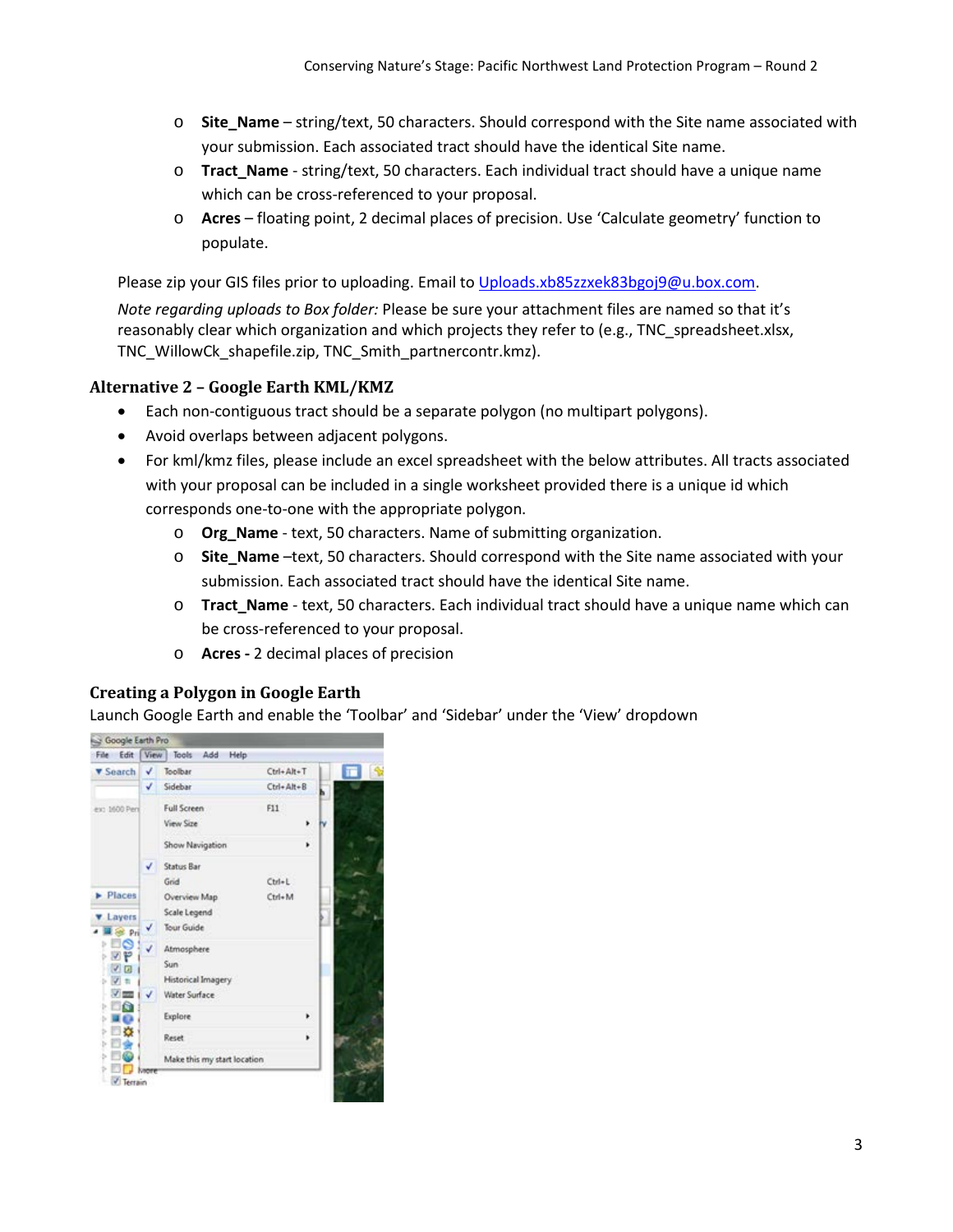- **Site_Name** – string/text, 50 characters. Should correspond with the Site name associated with your submission. Each associated tract should have the identical Site name.
- **Tract_Name** - string/text, 50 characters. Each individual tract should have a unique name which can be cross-referenced to your proposal.
- **Acres** – floating point, 2 decimal places of precision. Use 'Calculate geometry' function to populate.

Please zip your GIS files prior to uploading. Email to Uploads.xb85zzxek83bgoj9@u.box.com.

*Note regarding uploads to Box folder:* Please be sure your attachment files are named so that it's reasonably clear which organization and which projects they refer to (e.g., TNC_spreadsheet.xlsx, TNC_WillowCk_shapefile.zip, TNC_Smith_partnercontr.kmz).

### Alternative 2 – Google Earth KML/KMZ

- Each non-contiguous tract should be a separate polygon (no multipart polygons).
- Avoid overlaps between adjacent polygons.
- For kml/kmz files, please include an excel spreadsheet with the below attributes. All tracts associated with your proposal can be included in a single worksheet provided there is a unique id which corresponds one-to-one with the appropriate polygon.
  - **Org_Name** - text, 50 characters. Name of submitting organization.
  - **Site_Name** –text, 50 characters. Should correspond with the Site name associated with your submission. Each associated tract should have the identical Site name.
  - **Tract_Name** - text, 50 characters. Each individual tract should have a unique name which can be cross-referenced to your proposal.
  - **Acres -** 2 decimal places of precision

### Creating a Polygon in Google Earth

Launch Google Earth and enable the 'Toolbar' and 'Sidebar' under the 'View' dropdown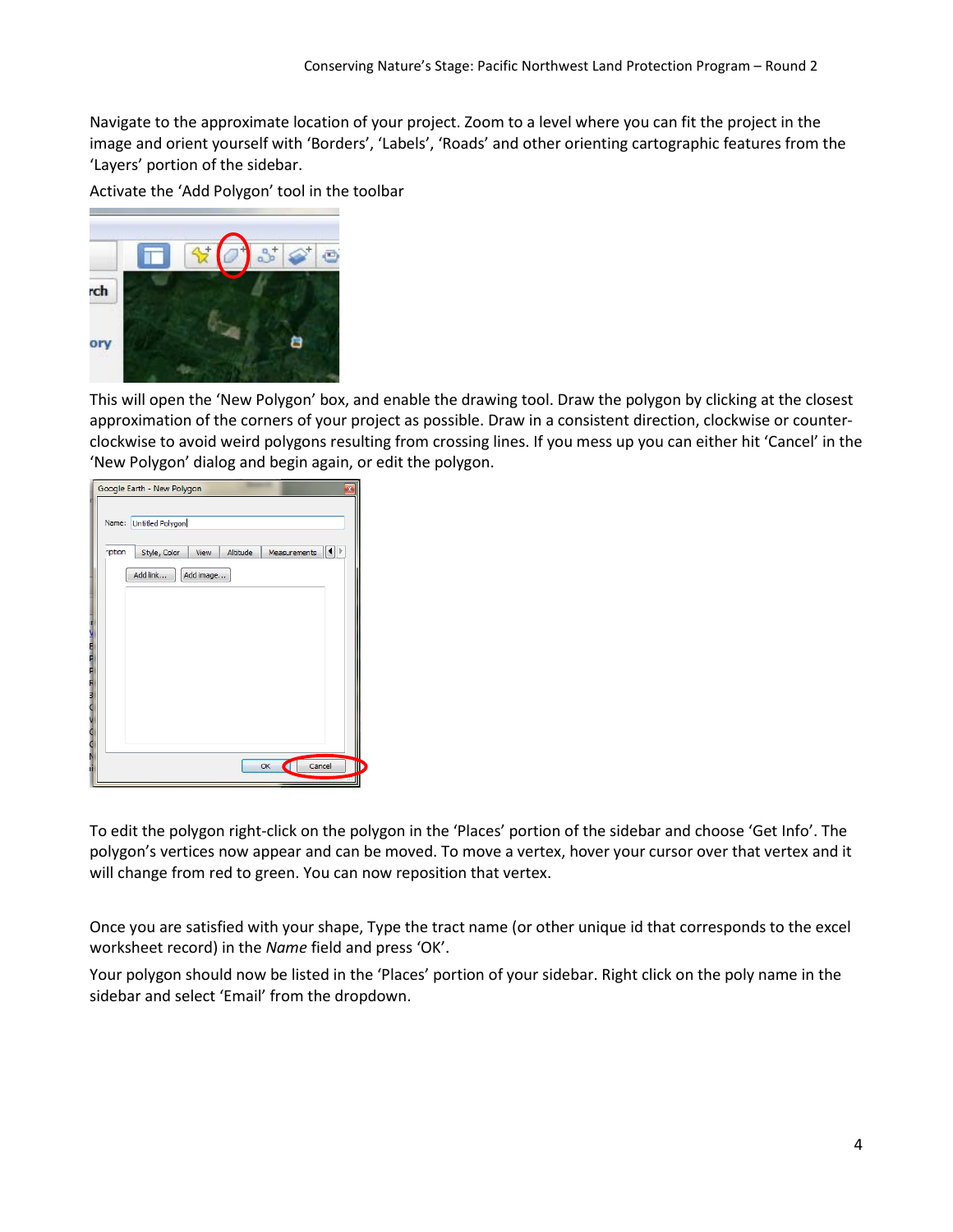Navigate to the approximate location of your project. Zoom to a level where you can fit the project in the image and orient yourself with 'Borders', 'Labels', 'Roads' and other orienting cartographic features from the 'Layers' portion of the sidebar.

Activate the 'Add Polygon' tool in the toolbar

This will open the 'New Polygon' box, and enable the drawing tool. Draw the polygon by clicking at the closest approximation of the corners of your project as possible. Draw in a consistent direction, clockwise or counter-clockwise to avoid weird polygons resulting from crossing lines. If you mess up you can either hit 'Cancel' in the 'New Polygon' dialog and begin again, or edit the polygon.

To edit the polygon right-click on the polygon in the 'Places' portion of the sidebar and choose 'Get Info'. The polygon's vertices now appear and can be moved. To move a vertex, hover your cursor over that vertex and it will change from red to green. You can now reposition that vertex.

Once you are satisfied with your shape, Type the tract name (or other unique id that corresponds to the excel worksheet record) in the *Name* field and press 'OK'.

Your polygon should now be listed in the 'Places' portion of your sidebar. Right click on the poly name in the sidebar and select 'Email' from the dropdown.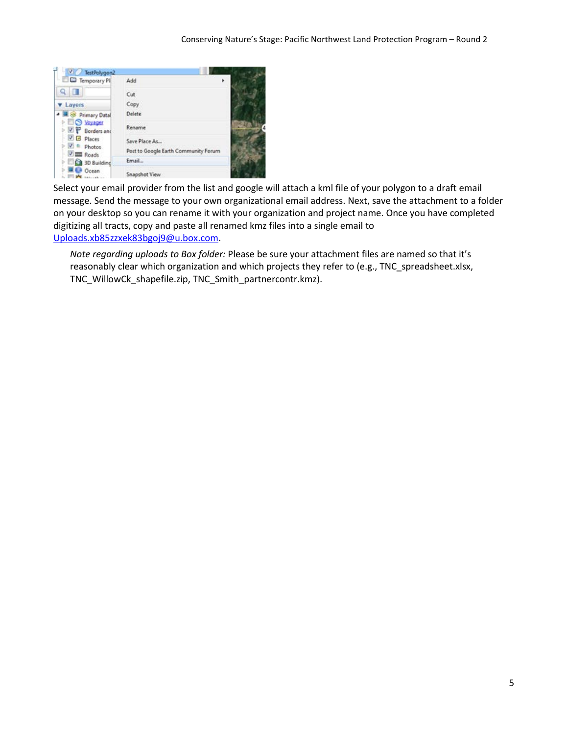Select your email provider from the list and google will attach a kml file of your polygon to a draft email message. Send the message to your own organizational email address. Next, save the attachment to a folder on your desktop so you can rename it with your organization and project name. Once you have completed digitizing all tracts, copy and paste all renamed kmz files into a single email to Uploads.xb85zzxek83bgoj9@u.box.com.

> *Note regarding uploads to Box folder:* Please be sure your attachment files are named so that it's reasonably clear which organization and which projects they refer to (e.g., TNC_spreadsheet.xlsx, TNC_WillowCk_shapefile.zip, TNC_Smith_partnercontr.kmz).